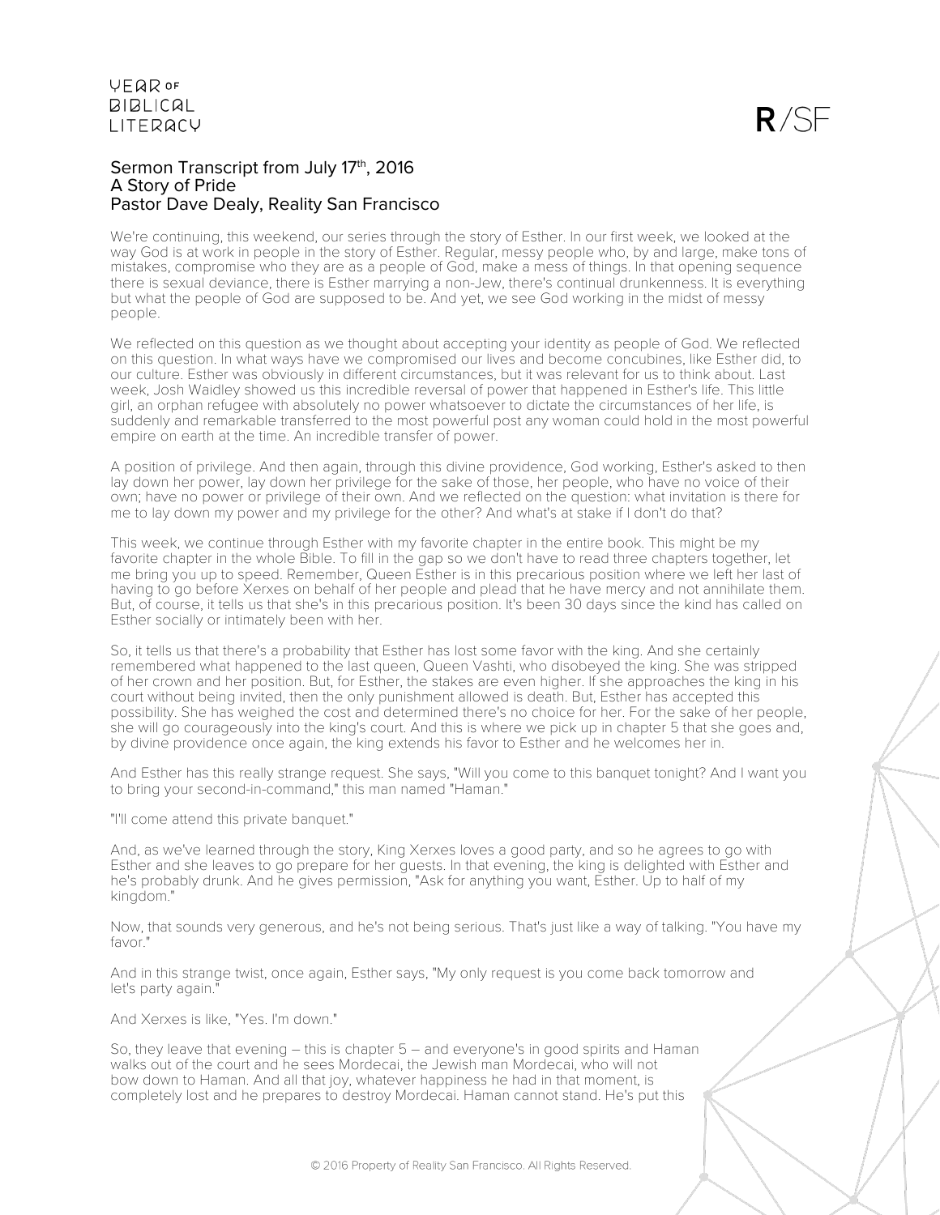# Sermon Transcript from July 17th, 2016
## A Story of Pride
### Pastor Dave Dealy, Reality San Francisco

We're continuing, this weekend, our series through the story of Esther. In our first week, we looked at the way God is at work in people in the story of Esther. Regular, messy people who, by and large, make tons of mistakes, compromise who they are as a people of God, make a mess of things. In that opening sequence there is sexual deviance, there is Esther marrying a non-Jew, there's continual drunkenness. It is everything but what the people of God are supposed to be. And yet, we see God working in the midst of messy people.

We reflected on this question as we thought about accepting your identity as people of God. We reflected on this question. In what ways have we compromised our lives and become concubines, like Esther did, to our culture. Esther was obviously in different circumstances, but it was relevant for us to think about. Last week, Josh Waidley showed us this incredible reversal of power that happened in Esther's life. This little girl, an orphan refugee with absolutely no power whatsoever to dictate the circumstances of her life, is suddenly and remarkable transferred to the most powerful post any woman could hold in the most powerful empire on earth at the time. An incredible transfer of power.

A position of privilege. And then again, through this divine providence, God working, Esther's asked to then lay down her power, lay down her privilege for the sake of those, her people, who have no voice of their own; have no power or privilege of their own. And we reflected on the question: what invitation is there for me to lay down my power and my privilege for the other? And what's at stake if I don't do that?

This week, we continue through Esther with my favorite chapter in the entire book. This might be my favorite chapter in the whole Bible. To fill in the gap so we don't have to read three chapters together, let me bring you up to speed. Remember, Queen Esther is in this precarious position where we left her last of having to go before Xerxes on behalf of her people and plead that he have mercy and not annihilate them. But, of course, it tells us that she's in this precarious position. It's been 30 days since the kind has called on Esther socially or intimately been with her.

So, it tells us that there's a probability that Esther has lost some favor with the king. And she certainly remembered what happened to the last queen, Queen Vashti, who disobeyed the king. She was stripped of her crown and her position. But, for Esther, the stakes are even higher. If she approaches the king in his court without being invited, then the only punishment allowed is death. But, Esther has accepted this possibility. She has weighed the cost and determined there's no choice for her. For the sake of her people, she will go courageously into the king's court. And this is where we pick up in chapter 5 that she goes and, by divine providence once again, the king extends his favor to Esther and he welcomes her in.

And Esther has this really strange request. She says, "Will you come to this banquet tonight? And I want you to bring your second-in-command," this man named "Haman."

"I'll come attend this private banquet."

And, as we've learned through the story, King Xerxes loves a good party, and so he agrees to go with Esther and she leaves to go prepare for her guests. In that evening, the king is delighted with Esther and he's probably drunk. And he gives permission, "Ask for anything you want, Esther. Up to half of my kingdom."

Now, that sounds very generous, and he's not being serious. That's just like a way of talking. "You have my favor."

And in this strange twist, once again, Esther says, "My only request is you come back tomorrow and let's party again."

And Xerxes is like, "Yes. I'm down."

So, they leave that evening – this is chapter 5 – and everyone's in good spirits and Haman walks out of the court and he sees Mordecai, the Jewish man Mordecai, who will not bow down to Haman. And all that joy, whatever happiness he had in that moment, is completely lost and he prepares to destroy Mordecai. Haman cannot stand. He's put this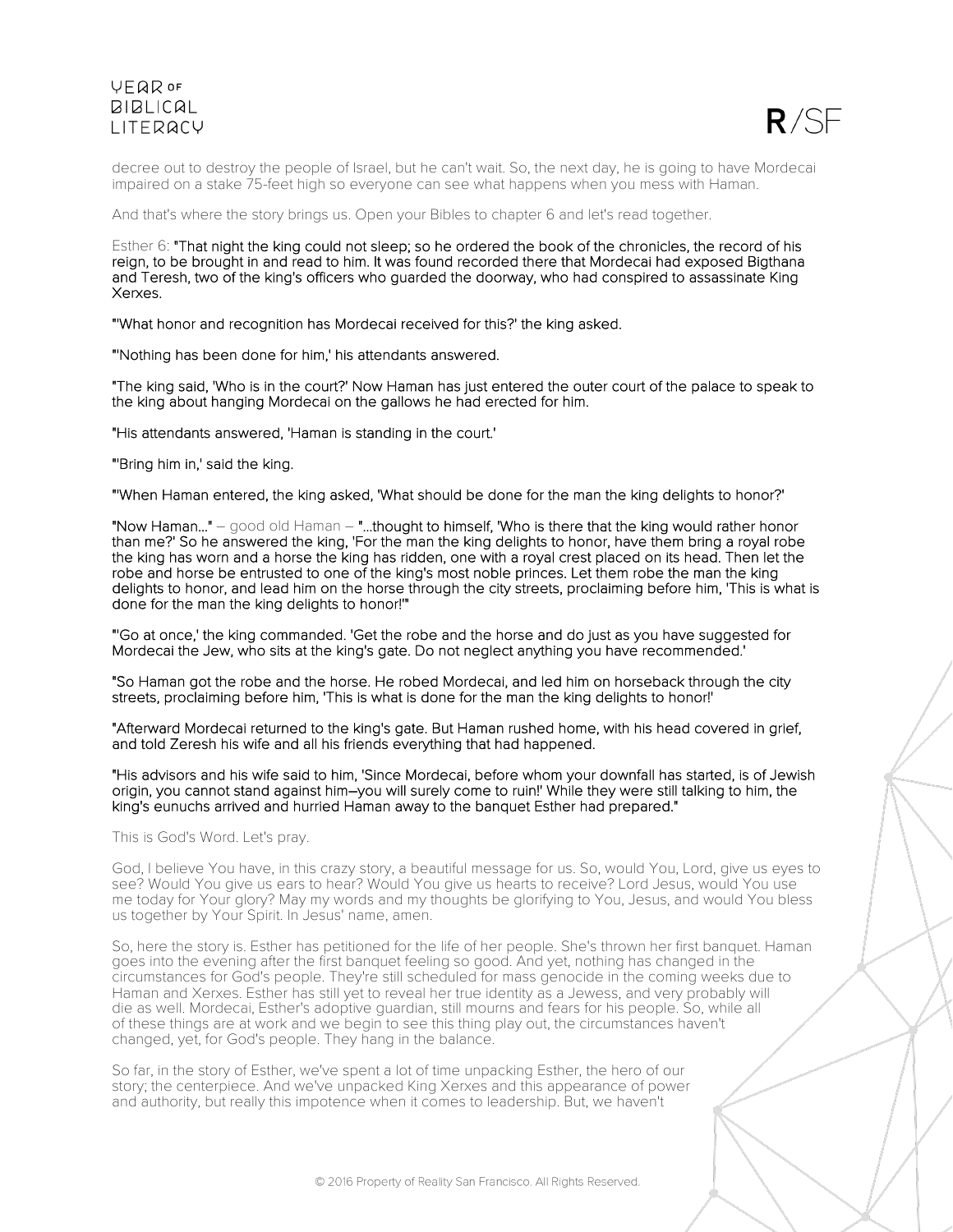decree out to destroy the people of Israel, but he can't wait. So, the next day, he is going to have Mordecai impaired on a stake 75-feet high so everyone can see what happens when you mess with Haman.

And that's where the story brings us. Open your Bibles to chapter 6 and let's read together.

Esther 6: **"That night the king could not sleep; so he ordered the book of the chronicles, the record of his reign, to be brought in and read to him. It was found recorded there that Mordecai had exposed Bigthana and Teresh, two of the king's officers who guarded the doorway, who had conspired to assassinate King Xerxes.**

**"'What honor and recognition has Mordecai received for this?' the king asked.**

**"'Nothing has been done for him,' his attendants answered.**

**"The king said, 'Who is in the court?' Now Haman has just entered the outer court of the palace to speak to the king about hanging Mordecai on the gallows he had erected for him.**

**"His attendants answered, 'Haman is standing in the court.'**

**"'Bring him in,' said the king.**

**"'When Haman entered, the king asked, 'What should be done for the man the king delights to honor?'**

**"Now Haman..."** – good old Haman – **"...thought to himself, 'Who is there that the king would rather honor than me?' So he answered the king, 'For the man the king delights to honor, have them bring a royal robe the king has worn and a horse the king has ridden, one with a royal crest placed on its head. Then let the robe and horse be entrusted to one of the king's most noble princes. Let them robe the man the king delights to honor, and lead him on the horse through the city streets, proclaiming before him, 'This is what is done for the man the king delights to honor!'"**

**"'Go at once,' the king commanded. 'Get the robe and the horse and do just as you have suggested for Mordecai the Jew, who sits at the king's gate. Do not neglect anything you have recommended.'**

**"So Haman got the robe and the horse. He robed Mordecai, and led him on horseback through the city streets, proclaiming before him, 'This is what is done for the man the king delights to honor!'**

**"Afterward Mordecai returned to the king's gate. But Haman rushed home, with his head covered in grief, and told Zeresh his wife and all his friends everything that had happened.**

**"His advisors and his wife said to him, 'Since Mordecai, before whom your downfall has started, is of Jewish origin, you cannot stand against him–you will surely come to ruin!' While they were still talking to him, the king's eunuchs arrived and hurried Haman away to the banquet Esther had prepared."**

This is God's Word. Let's pray.

God, I believe You have, in this crazy story, a beautiful message for us. So, would You, Lord, give us eyes to see? Would You give us ears to hear? Would You give us hearts to receive? Lord Jesus, would You use me today for Your glory? May my words and my thoughts be glorifying to You, Jesus, and would You bless us together by Your Spirit. In Jesus' name, amen.

So, here the story is. Esther has petitioned for the life of her people. She's thrown her first banquet. Haman goes into the evening after the first banquet feeling so good. And yet, nothing has changed in the circumstances for God's people. They're still scheduled for mass genocide in the coming weeks due to Haman and Xerxes. Esther has still yet to reveal her true identity as a Jewess, and very probably will die as well. Mordecai, Esther's adoptive guardian, still mourns and fears for his people. So, while all of these things are at work and we begin to see this thing play out, the circumstances haven't changed, yet, for God's people. They hang in the balance.

So far, in the story of Esther, we've spent a lot of time unpacking Esther, the hero of our story; the centerpiece. And we've unpacked King Xerxes and this appearance of power and authority, but really this impotence when it comes to leadership. But, we haven't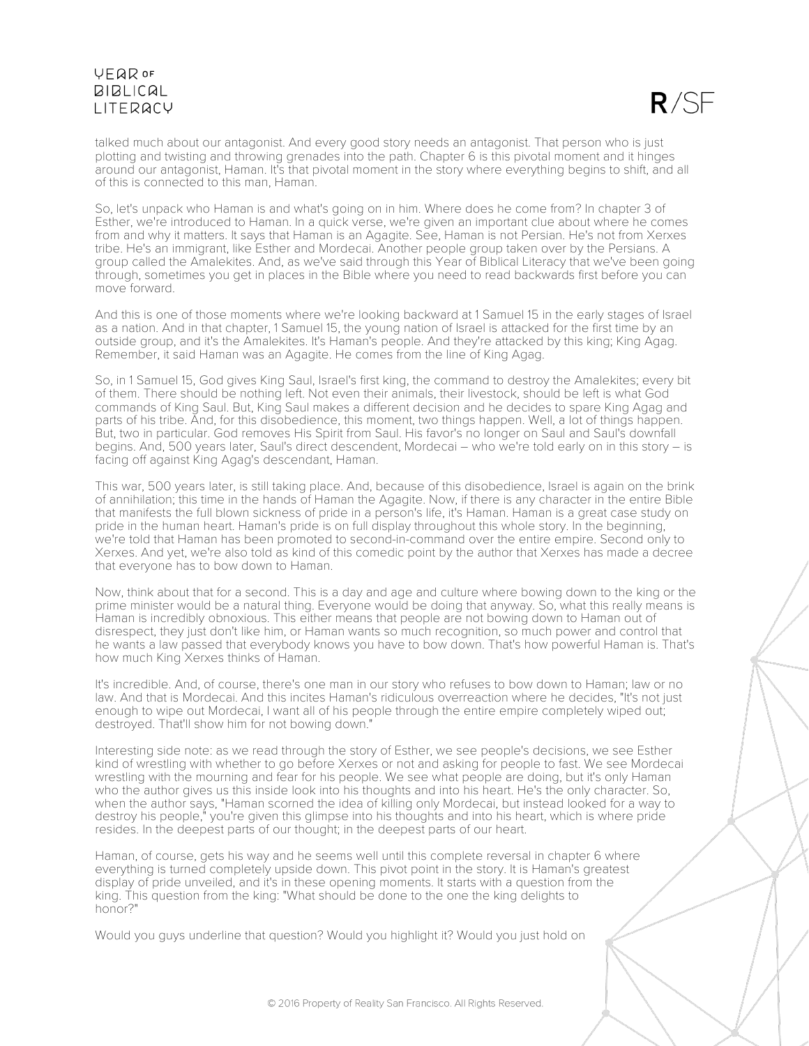talked much about our antagonist. And every good story needs an antagonist. That person who is just plotting and twisting and throwing grenades into the path. Chapter 6 is this pivotal moment and it hinges around our antagonist, Haman. It's that pivotal moment in the story where everything begins to shift, and all of this is connected to this man, Haman.

So, let's unpack who Haman is and what's going on in him. Where does he come from? In chapter 3 of Esther, we're introduced to Haman. In a quick verse, we're given an important clue about where he comes from and why it matters. It says that Haman is an Agagite. See, Haman is not Persian. He's not from Xerxes tribe. He's an immigrant, like Esther and Mordecai. Another people group taken over by the Persians. A group called the Amalekites. And, as we've said through this Year of Biblical Literacy that we've been going through, sometimes you get in places in the Bible where you need to read backwards first before you can move forward.

And this is one of those moments where we're looking backward at 1 Samuel 15 in the early stages of Israel as a nation. And in that chapter, 1 Samuel 15, the young nation of Israel is attacked for the first time by an outside group, and it's the Amalekites. It's Haman's people. And they're attacked by this king; King Agag. Remember, it said Haman was an Agagite. He comes from the line of King Agag.

So, in 1 Samuel 15, God gives King Saul, Israel's first king, the command to destroy the Amalekites; every bit of them. There should be nothing left. Not even their animals, their livestock, should be left is what God commands of King Saul. But, King Saul makes a different decision and he decides to spare King Agag and parts of his tribe. And, for this disobedience, this moment, two things happen. Well, a lot of things happen. But, two in particular. God removes His Spirit from Saul. His favor's no longer on Saul and Saul's downfall begins. And, 500 years later, Saul's direct descendent, Mordecai – who we're told early on in this story – is facing off against King Agag's descendant, Haman.

This war, 500 years later, is still taking place. And, because of this disobedience, Israel is again on the brink of annihilation; this time in the hands of Haman the Agagite. Now, if there is any character in the entire Bible that manifests the full blown sickness of pride in a person's life, it's Haman. Haman is a great case study on pride in the human heart. Haman's pride is on full display throughout this whole story. In the beginning, we're told that Haman has been promoted to second-in-command over the entire empire. Second only to Xerxes. And yet, we're also told as kind of this comedic point by the author that Xerxes has made a decree that everyone has to bow down to Haman.

Now, think about that for a second. This is a day and age and culture where bowing down to the king or the prime minister would be a natural thing. Everyone would be doing that anyway. So, what this really means is Haman is incredibly obnoxious. This either means that people are not bowing down to Haman out of disrespect, they just don't like him, or Haman wants so much recognition, so much power and control that he wants a law passed that everybody knows you have to bow down. That's how powerful Haman is. That's how much King Xerxes thinks of Haman.

It's incredible. And, of course, there's one man in our story who refuses to bow down to Haman; law or no law. And that is Mordecai. And this incites Haman's ridiculous overreaction where he decides, "It's not just enough to wipe out Mordecai, I want all of his people through the entire empire completely wiped out; destroyed. That'll show him for not bowing down."

Interesting side note: as we read through the story of Esther, we see people's decisions, we see Esther kind of wrestling with whether to go before Xerxes or not and asking for people to fast. We see Mordecai wrestling with the mourning and fear for his people. We see what people are doing, but it's only Haman who the author gives us this inside look into his thoughts and into his heart. He's the only character. So, when the author says, "Haman scorned the idea of killing only Mordecai, but instead looked for a way to destroy his people," you're given this glimpse into his thoughts and into his heart, which is where pride resides. In the deepest parts of our thought; in the deepest parts of our heart.

Haman, of course, gets his way and he seems well until this complete reversal in chapter 6 where everything is turned completely upside down. This pivot point in the story. It is Haman's greatest display of pride unveiled, and it's in these opening moments. It starts with a question from the king. This question from the king: "What should be done to the one the king delights to honor?"

Would you guys underline that question? Would you highlight it? Would you just hold on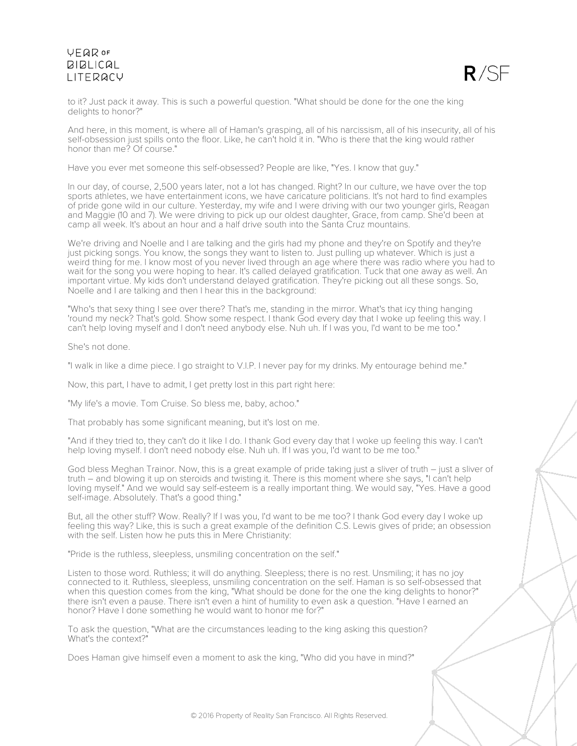to it? Just pack it away. This is such a powerful question. "What should be done for the one the king delights to honor?"

And here, in this moment, is where all of Haman's grasping, all of his narcissism, all of his insecurity, all of his self-obsession just spills onto the floor. Like, he can't hold it in. "Who is there that the king would rather honor than me? Of course."

Have you ever met someone this self-obsessed? People are like, "Yes. I know that guy."

In our day, of course, 2,500 years later, not a lot has changed. Right? In our culture, we have over the top sports athletes, we have entertainment icons, we have caricature politicians. It's not hard to find examples of pride gone wild in our culture. Yesterday, my wife and I were driving with our two younger girls, Reagan and Maggie (10 and 7). We were driving to pick up our oldest daughter, Grace, from camp. She'd been at camp all week. It's about an hour and a half drive south into the Santa Cruz mountains.

We're driving and Noelle and I are talking and the girls had my phone and they're on Spotify and they're just picking songs. You know, the songs they want to listen to. Just pulling up whatever. Which is just a weird thing for me. I know most of you never lived through an age where there was radio where you had to wait for the song you were hoping to hear. It's called delayed gratification. Tuck that one away as well. An important virtue. My kids don't understand delayed gratification. They're picking out all these songs. So, Noelle and I are talking and then I hear this in the background:

"Who's that sexy thing I see over there? That's me, standing in the mirror. What's that icy thing hanging 'round my neck? That's gold. Show some respect. I thank God every day that I woke up feeling this way. I can't help loving myself and I don't need anybody else. Nuh uh. If I was you, I'd want to be me too."

She's not done.

"I walk in like a dime piece. I go straight to V.I.P. I never pay for my drinks. My entourage behind me."

Now, this part, I have to admit, I get pretty lost in this part right here:

"My life's a movie. Tom Cruise. So bless me, baby, achoo."

That probably has some significant meaning, but it's lost on me.

"And if they tried to, they can't do it like I do. I thank God every day that I woke up feeling this way. I can't help loving myself. I don't need nobody else. Nuh uh. If I was you, I'd want to be me too."

God bless Meghan Trainor. Now, this is a great example of pride taking just a sliver of truth – just a sliver of truth – and blowing it up on steroids and twisting it. There is this moment where she says, "I can't help loving myself." And we would say self-esteem is a really important thing. We would say, "Yes. Have a good self-image. Absolutely. That's a good thing."

But, all the other stuff? Wow. Really? If I was you, I'd want to be me too? I thank God every day I woke up feeling this way? Like, this is such a great example of the definition C.S. Lewis gives of pride; an obsession with the self. Listen how he puts this in Mere Christianity:

"Pride is the ruthless, sleepless, unsmiling concentration on the self."

Listen to those word. Ruthless; it will do anything. Sleepless; there is no rest. Unsmiling; it has no joy connected to it. Ruthless, sleepless, unsmiling concentration on the self. Haman is so self-obsessed that when this question comes from the king, "What should be done for the one the king delights to honor?" there isn't even a pause. There isn't even a hint of humility to even ask a question. "Have I earned an honor? Have I done something he would want to honor me for?"

To ask the question, "What are the circumstances leading to the king asking this question? What's the context?"

Does Haman give himself even a moment to ask the king, "Who did you have in mind?"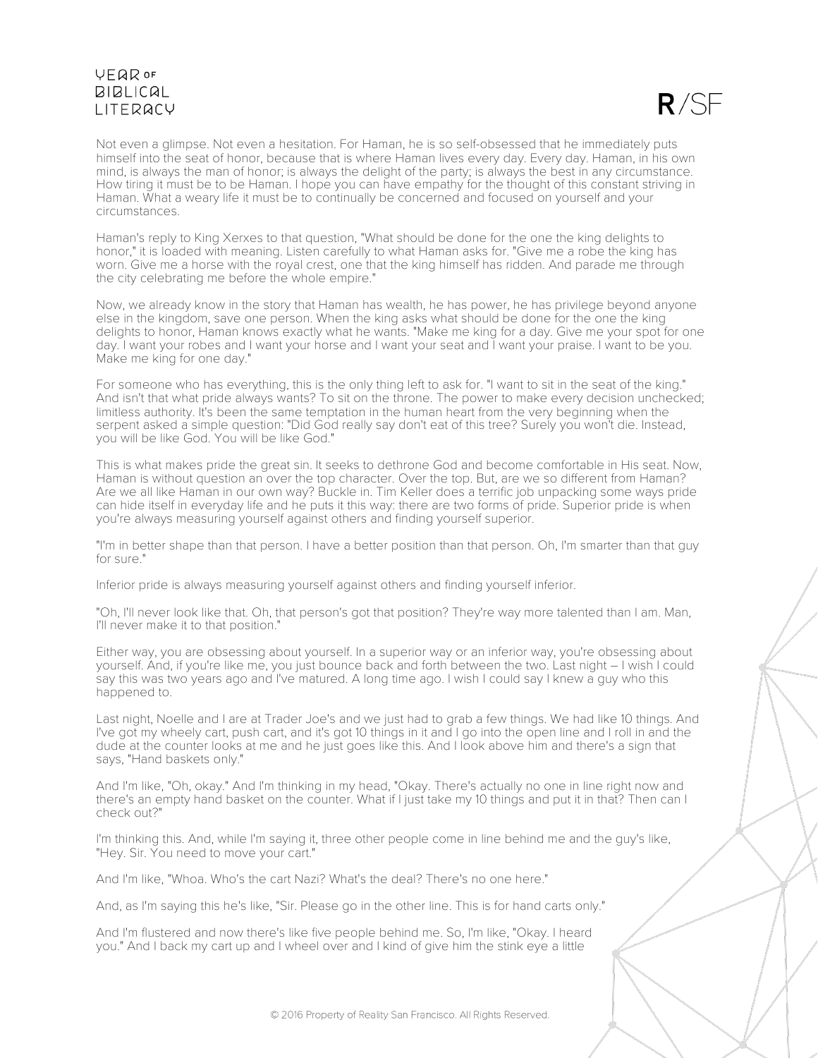Not even a glimpse. Not even a hesitation. For Haman, he is so self-obsessed that he immediately puts himself into the seat of honor, because that is where Haman lives every day. Every day. Haman, in his own mind, is always the man of honor; is always the delight of the party; is always the best in any circumstance. How tiring it must be to be Haman. I hope you can have empathy for the thought of this constant striving in Haman. What a weary life it must be to continually be concerned and focused on yourself and your circumstances.

Haman's reply to King Xerxes to that question, "What should be done for the one the king delights to honor," it is loaded with meaning. Listen carefully to what Haman asks for. "Give me a robe the king has worn. Give me a horse with the royal crest, one that the king himself has ridden. And parade me through the city celebrating me before the whole empire."

Now, we already know in the story that Haman has wealth, he has power, he has privilege beyond anyone else in the kingdom, save one person. When the king asks what should be done for the one the king delights to honor, Haman knows exactly what he wants. "Make me king for a day. Give me your spot for one day. I want your robes and I want your horse and I want your seat and I want your praise. I want to be you. Make me king for one day."

For someone who has everything, this is the only thing left to ask for. "I want to sit in the seat of the king." And isn't that what pride always wants? To sit on the throne. The power to make every decision unchecked; limitless authority. It's been the same temptation in the human heart from the very beginning when the serpent asked a simple question: "Did God really say don't eat of this tree? Surely you won't die. Instead, you will be like God. You will be like God."

This is what makes pride the great sin. It seeks to dethrone God and become comfortable in His seat. Now, Haman is without question an over the top character. Over the top. But, are we so different from Haman? Are we all like Haman in our own way? Buckle in. Tim Keller does a terrific job unpacking some ways pride can hide itself in everyday life and he puts it this way: there are two forms of pride. Superior pride is when you're always measuring yourself against others and finding yourself superior.

"I'm in better shape than that person. I have a better position than that person. Oh, I'm smarter than that guy for sure."

Inferior pride is always measuring yourself against others and finding yourself inferior.

"Oh, I'll never look like that. Oh, that person's got that position? They're way more talented than I am. Man, I'll never make it to that position."

Either way, you are obsessing about yourself. In a superior way or an inferior way, you're obsessing about yourself. And, if you're like me, you just bounce back and forth between the two. Last night – I wish I could say this was two years ago and I've matured. A long time ago. I wish I could say I knew a guy who this happened to.

Last night, Noelle and I are at Trader Joe's and we just had to grab a few things. We had like 10 things. And I've got my wheely cart, push cart, and it's got 10 things in it and I go into the open line and I roll in and the dude at the counter looks at me and he just goes like this. And I look above him and there's a sign that says, "Hand baskets only."

And I'm like, "Oh, okay." And I'm thinking in my head, "Okay. There's actually no one in line right now and there's an empty hand basket on the counter. What if I just take my 10 things and put it in that? Then can I check out?"

I'm thinking this. And, while I'm saying it, three other people come in line behind me and the guy's like, "Hey. Sir. You need to move your cart."

And I'm like, "Whoa. Who's the cart Nazi? What's the deal? There's no one here."

And, as I'm saying this he's like, "Sir. Please go in the other line. This is for hand carts only."

And I'm flustered and now there's like five people behind me. So, I'm like, "Okay. I heard you." And I back my cart up and I wheel over and I kind of give him the stink eye a little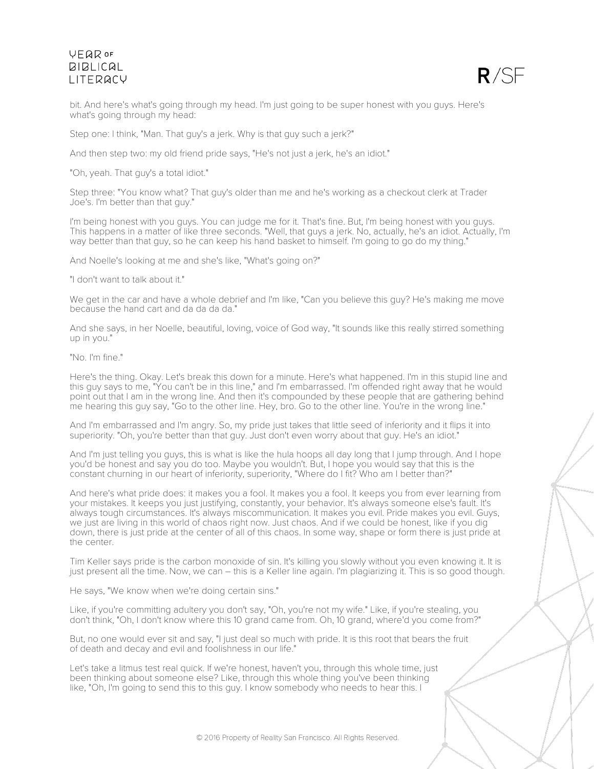bit. And here's what's going through my head. I'm just going to be super honest with you guys. Here's what's going through my head:

Step one: I think, "Man. That guy's a jerk. Why is that guy such a jerk?"

And then step two: my old friend pride says, "He's not just a jerk, he's an idiot."

"Oh, yeah. That guy's a total idiot."

Step three: "You know what? That guy's older than me and he's working as a checkout clerk at Trader Joe's. I'm better than that guy."

I'm being honest with you guys. You can judge me for it. That's fine. But, I'm being honest with you guys. This happens in a matter of like three seconds. "Well, that guys a jerk. No, actually, he's an idiot. Actually, I'm way better than that guy, so he can keep his hand basket to himself. I'm going to go do my thing."

And Noelle's looking at me and she's like, "What's going on?"

"I don't want to talk about it."

We get in the car and have a whole debrief and I'm like, "Can you believe this guy? He's making me move because the hand cart and da da da da."

And she says, in her Noelle, beautiful, loving, voice of God way, "It sounds like this really stirred something up in you."

"No. I'm fine."

Here's the thing. Okay. Let's break this down for a minute. Here's what happened. I'm in this stupid line and this guy says to me, "You can't be in this line," and I'm embarrassed. I'm offended right away that he would point out that I am in the wrong line. And then it's compounded by these people that are gathering behind me hearing this guy say, "Go to the other line. Hey, bro. Go to the other line. You're in the wrong line."

And I'm embarrassed and I'm angry. So, my pride just takes that little seed of inferiority and it flips it into superiority. "Oh, you're better than that guy. Just don't even worry about that guy. He's an idiot."

And I'm just telling you guys, this is what is like the hula hoops all day long that I jump through. And I hope you'd be honest and say you do too. Maybe you wouldn't. But, I hope you would say that this is the constant churning in our heart of inferiority, superiority, "Where do I fit? Who am I better than?"

And here's what pride does: it makes you a fool. It makes you a fool. It keeps you from ever learning from your mistakes. It keeps you just justifying, constantly, your behavior. It's always someone else's fault. It's always tough circumstances. It's always miscommunication. It makes you evil. Pride makes you evil. Guys, we just are living in this world of chaos right now. Just chaos. And if we could be honest, like if you dig down, there is just pride at the center of all of this chaos. In some way, shape or form there is just pride at the center.

Tim Keller says pride is the carbon monoxide of sin. It's killing you slowly without you even knowing it. It is just present all the time. Now, we can – this is a Keller line again. I'm plagiarizing it. This is so good though.

He says, "We know when we're doing certain sins."

Like, if you're committing adultery you don't say, "Oh, you're not my wife." Like, if you're stealing, you don't think, "Oh, I don't know where this 10 grand came from. Oh, 10 grand, where'd you come from?"

But, no one would ever sit and say, "I just deal so much with pride. It is this root that bears the fruit of death and decay and evil and foolishness in our life."

Let's take a litmus test real quick. If we're honest, haven't you, through this whole time, just been thinking about someone else? Like, through this whole thing you've been thinking like, "Oh, I'm going to send this to this guy. I know somebody who needs to hear this. I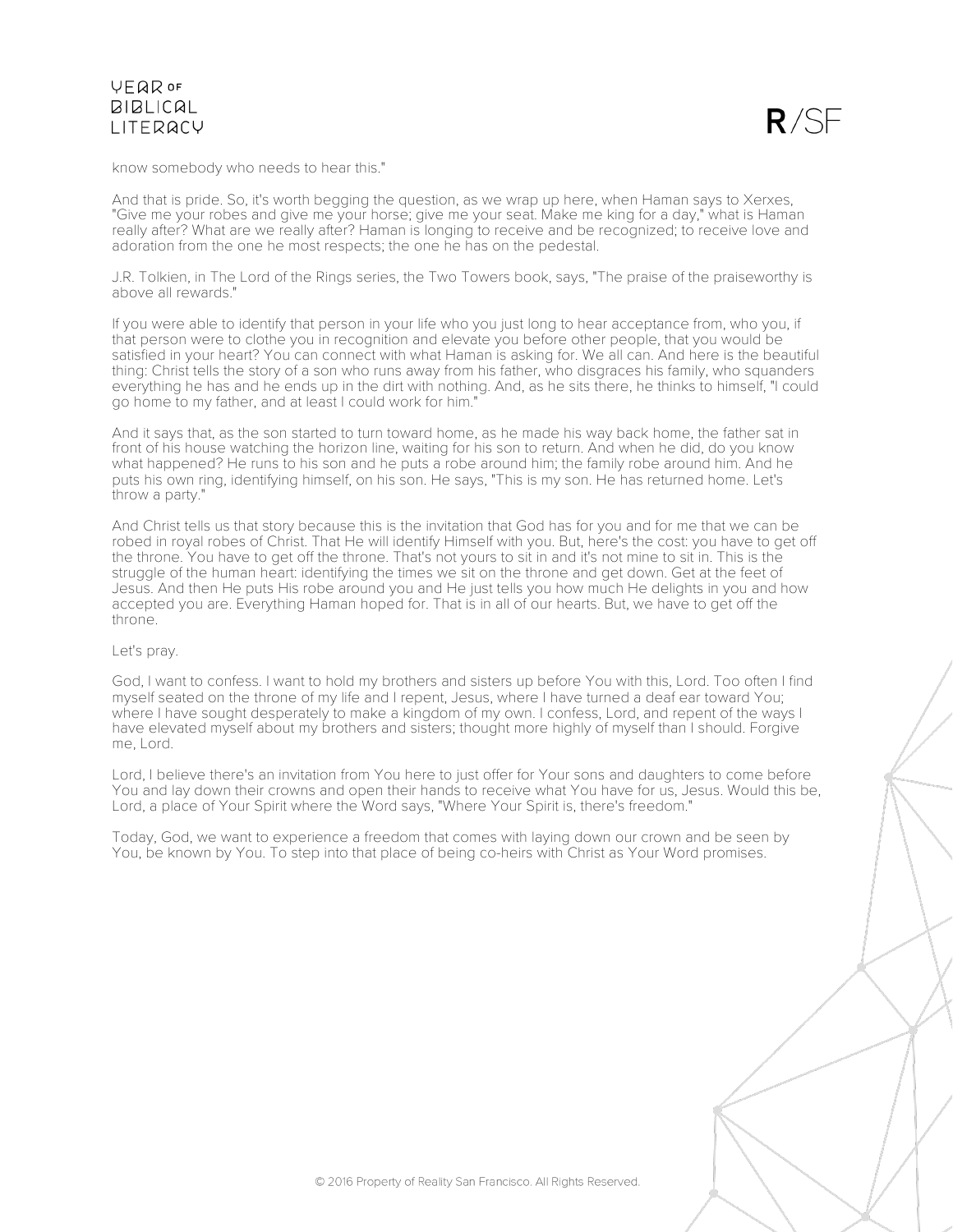know somebody who needs to hear this."

And that is pride. So, it's worth begging the question, as we wrap up here, when Haman says to Xerxes, "Give me your robes and give me your horse; give me your seat. Make me king for a day," what is Haman really after? What are we really after? Haman is longing to receive and be recognized; to receive love and adoration from the one he most respects; the one he has on the pedestal.

J.R. Tolkien, in The Lord of the Rings series, the Two Towers book, says, "The praise of the praiseworthy is above all rewards."

If you were able to identify that person in your life who you just long to hear acceptance from, who you, if that person were to clothe you in recognition and elevate you before other people, that you would be satisfied in your heart? You can connect with what Haman is asking for. We all can. And here is the beautiful thing: Christ tells the story of a son who runs away from his father, who disgraces his family, who squanders everything he has and he ends up in the dirt with nothing. And, as he sits there, he thinks to himself, "I could go home to my father, and at least I could work for him."

And it says that, as the son started to turn toward home, as he made his way back home, the father sat in front of his house watching the horizon line, waiting for his son to return. And when he did, do you know what happened? He runs to his son and he puts a robe around him; the family robe around him. And he puts his own ring, identifying himself, on his son. He says, "This is my son. He has returned home. Let's throw a party."

And Christ tells us that story because this is the invitation that God has for you and for me that we can be robed in royal robes of Christ. That He will identify Himself with you. But, here's the cost: you have to get off the throne. You have to get off the throne. That's not yours to sit in and it's not mine to sit in. This is the struggle of the human heart: identifying the times we sit on the throne and get down. Get at the feet of Jesus. And then He puts His robe around you and He just tells you how much He delights in you and how accepted you are. Everything Haman hoped for. That is in all of our hearts. But, we have to get off the throne.

Let's pray.

God, I want to confess. I want to hold my brothers and sisters up before You with this, Lord. Too often I find myself seated on the throne of my life and I repent, Jesus, where I have turned a deaf ear toward You; where I have sought desperately to make a kingdom of my own. I confess, Lord, and repent of the ways I have elevated myself about my brothers and sisters; thought more highly of myself than I should. Forgive me, Lord.

Lord, I believe there's an invitation from You here to just offer for Your sons and daughters to come before You and lay down their crowns and open their hands to receive what You have for us, Jesus. Would this be, Lord, a place of Your Spirit where the Word says, "Where Your Spirit is, there's freedom."

Today, God, we want to experience a freedom that comes with laying down our crown and be seen by You, be known by You. To step into that place of being co-heirs with Christ as Your Word promises.